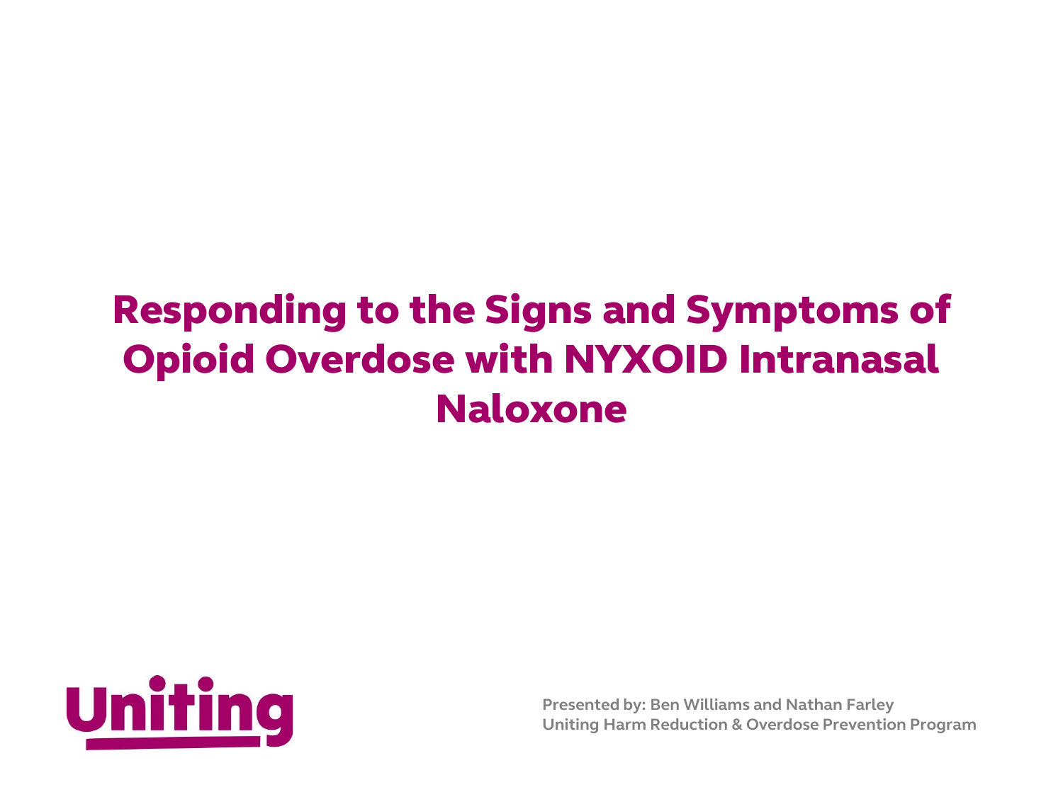# Responding to the Signs and Symptoms of Opioid Overdose with NYXOID Intranasal Naloxone

Uniting

**Presented by: Ben Williams and Nathan Farley**
**Uniting Harm Reduction & Overdose Prevention Program**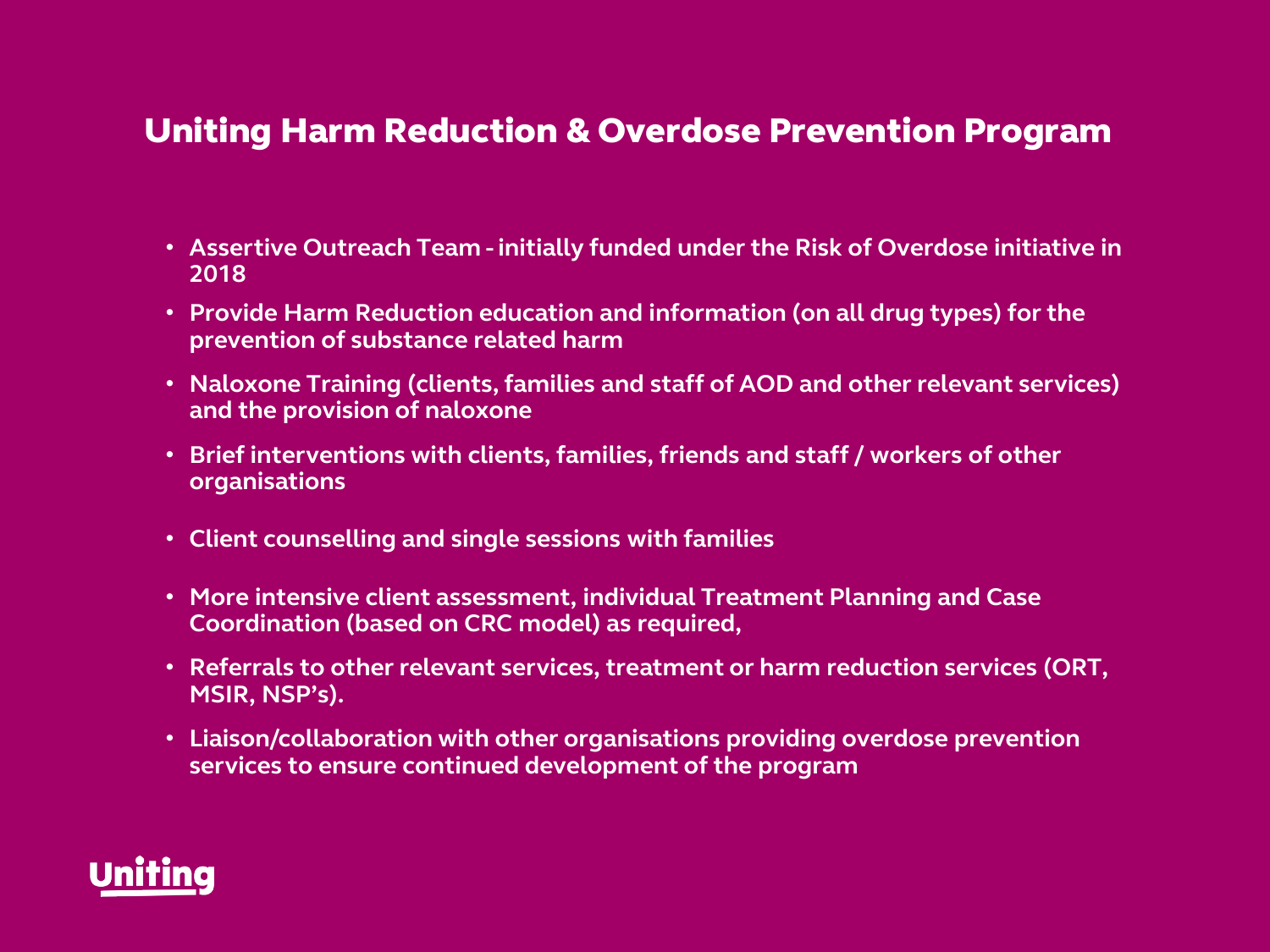# Uniting Harm Reduction & Overdose Prevention Program

- Assertive Outreach Team - initially funded under the Risk of Overdose initiative in 2018
- Provide Harm Reduction education and information (on all drug types) for the prevention of substance related harm
- Naloxone Training (clients, families and staff of AOD and other relevant services) and the provision of naloxone
- Brief interventions with clients, families, friends and staff / workers of other organisations
- Client counselling and single sessions with families
- More intensive client assessment, individual Treatment Planning and Case Coordination (based on CRC model) as required,
- Referrals to other relevant services, treatment or harm reduction services (ORT, MSIR, NSP's).
- Liaison/collaboration with other organisations providing overdose prevention services to ensure continued development of the program

Uniting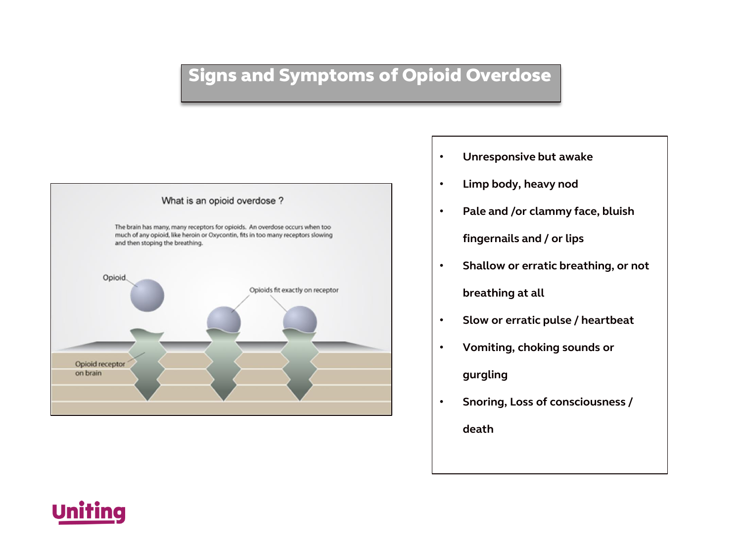# Signs and Symptoms of Opioid Overdose

What is an opioid overdose ?

The brain has many, many receptors for opioids. An overdose occurs when too much of any opioid, like heroin or Oxycontin, fits in too many receptors slowing and then stoping the breathing.

Opioid

Opioids fit exactly on receptor

Opioid receptor on brain

- **Unresponsive but awake**
- **Limp body, heavy nod**
- **Pale and /or clammy face, bluish fingernails and / or lips**
- **Shallow or erratic breathing, or not breathing at all**
- **Slow or erratic pulse / heartbeat**
- **Vomiting, choking sounds or gurgling**
- **Snoring, Loss of consciousness / death**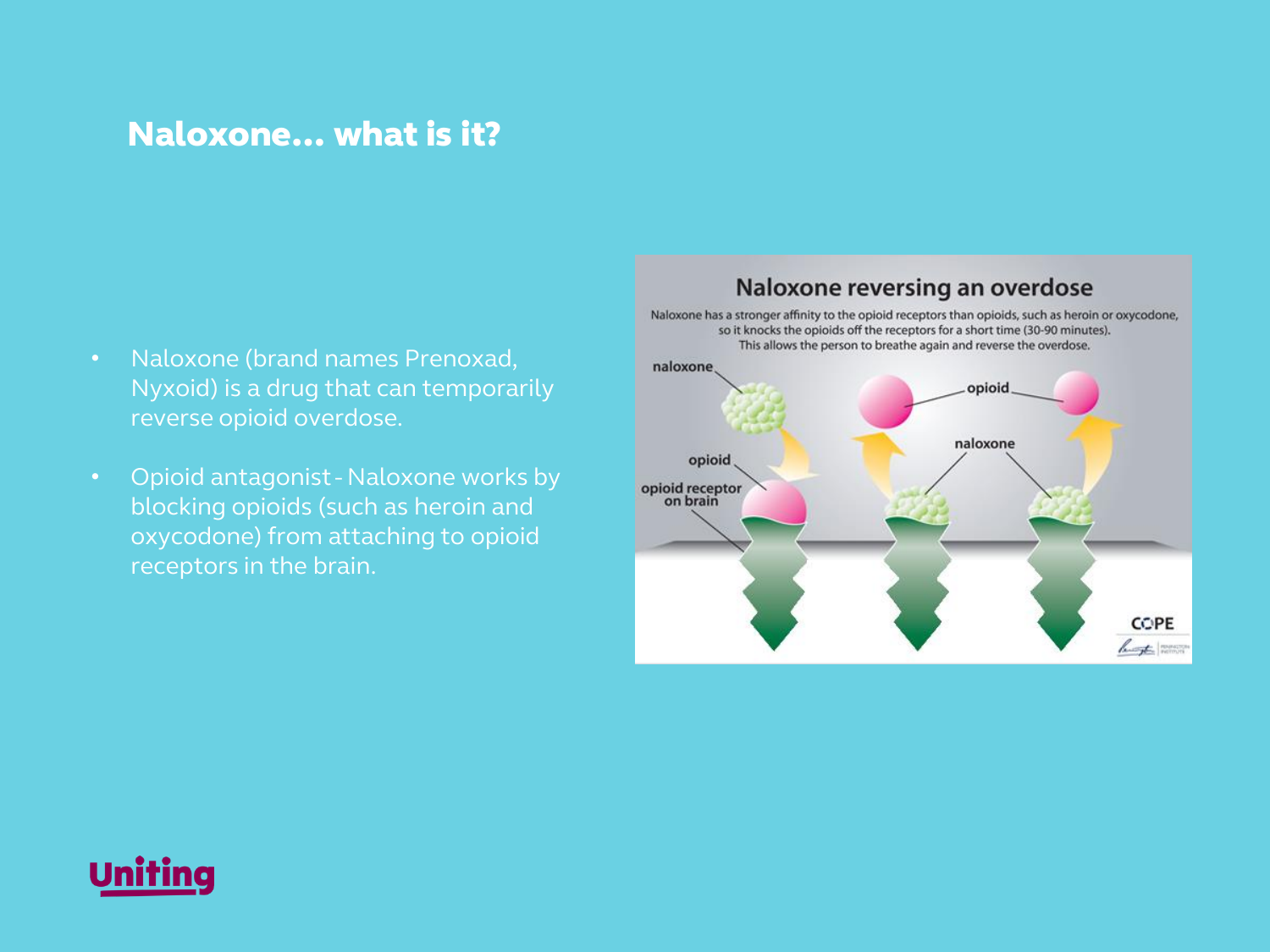# Naloxone... what is it?

- Naloxone (brand names Prenoxad, Nyxoid) is a drug that can temporarily reverse opioid overdose.
- Opioid antagonist - Naloxone works by blocking opioids (such as heroin and oxycodone) from attaching to opioid receptors in the brain.

## Naloxone reversing an overdose

Naloxone has a stronger affinity to the opioid receptors than opioids, such as heroin or oxycodone, so it knocks the opioids off the receptors for a short time (30-90 minutes). This allows the person to breathe again and reverse the overdose.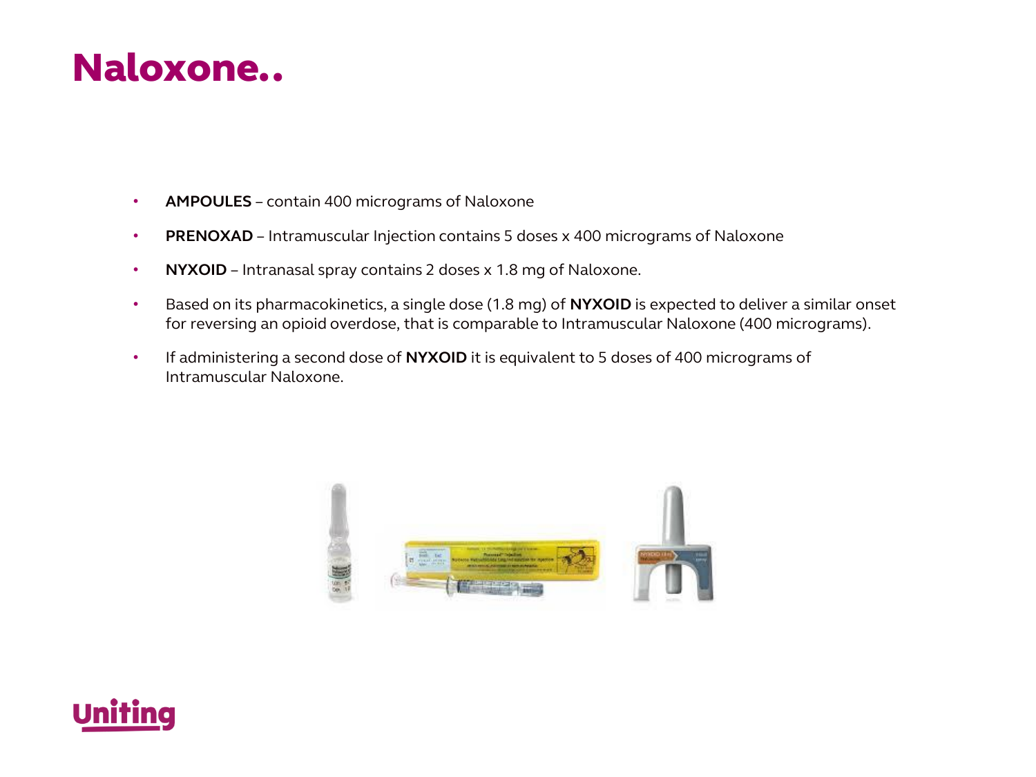# Naloxone..

- **AMPOULES** – contain 400 micrograms of Naloxone
- **PRENOXAD** – Intramuscular Injection contains 5 doses x 400 micrograms of Naloxone
- **NYXOID** – Intranasal spray contains 2 doses x 1.8 mg of Naloxone.
- Based on its pharmacokinetics, a single dose (1.8 mg) of **NYXOID** is expected to deliver a similar onset for reversing an opioid overdose, that is comparable to Intramuscular Naloxone (400 micrograms).
- If administering a second dose of **NYXOID** it is equivalent to 5 doses of 400 micrograms of Intramuscular Naloxone.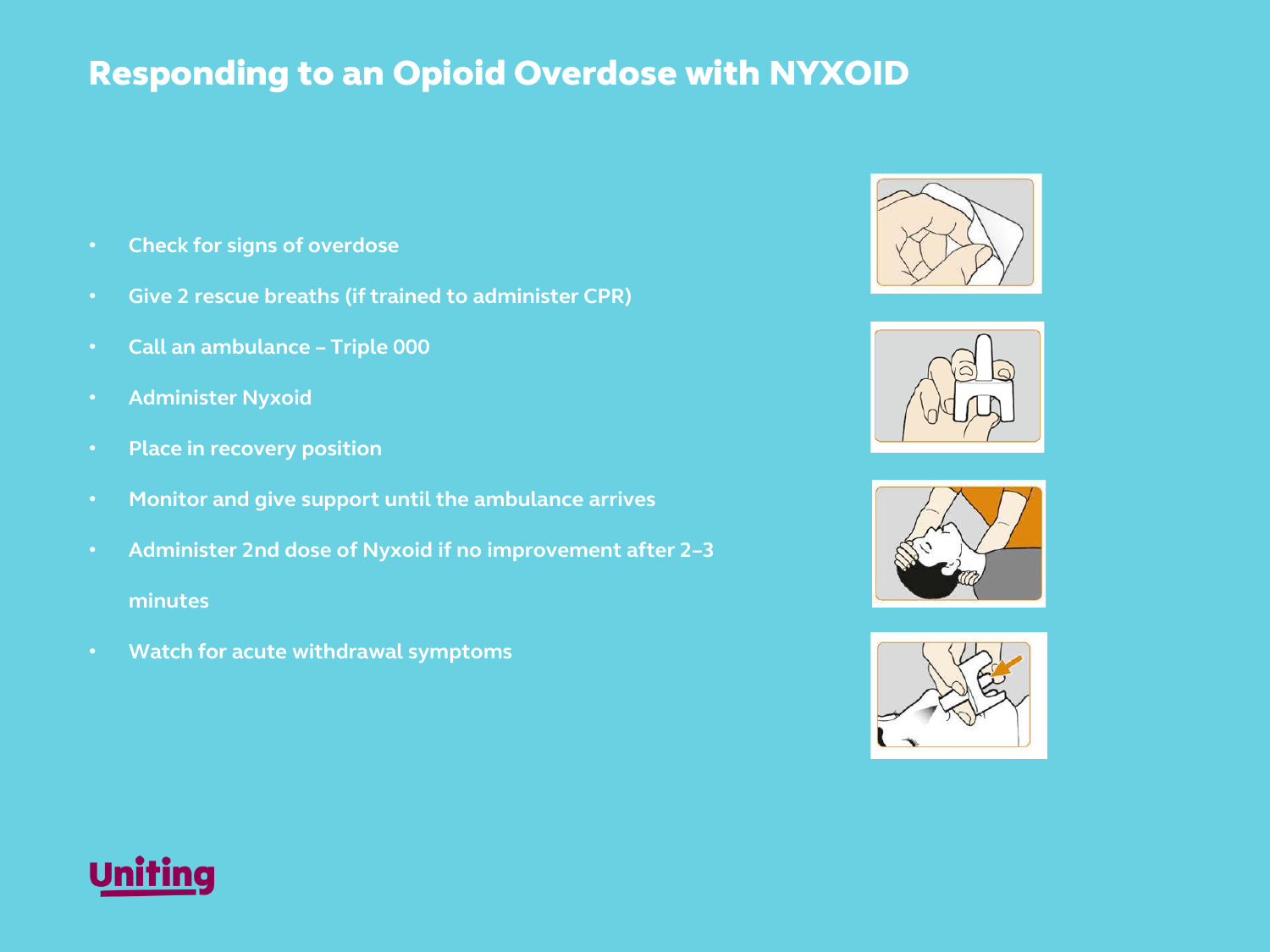# Responding to an Opioid Overdose with NYXOID

- Check for signs of overdose
- Give 2 rescue breaths (if trained to administer CPR)
- Call an ambulance – Triple 000
- Administer Nyxoid
- Place in recovery position
- Monitor and give support until the ambulance arrives
- Administer 2nd dose of Nyxoid if no improvement after 2–3 minutes
- Watch for acute withdrawal symptoms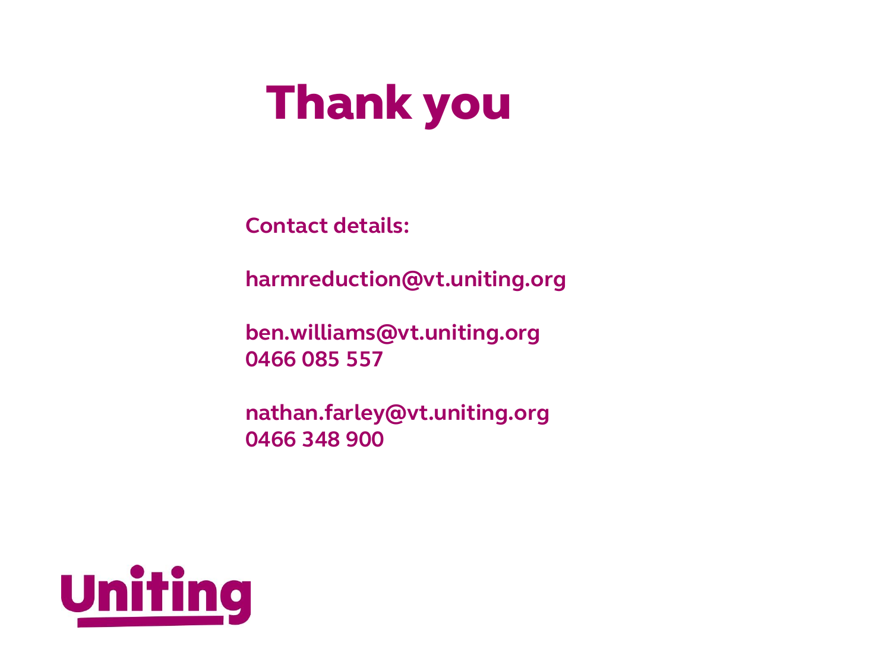# Thank you

**Contact details:**

**harmreduction@vt.uniting.org**

**ben.williams@vt.uniting.org**
**0466 085 557**

**nathan.farley@vt.uniting.org**
**0466 348 900**

Uniting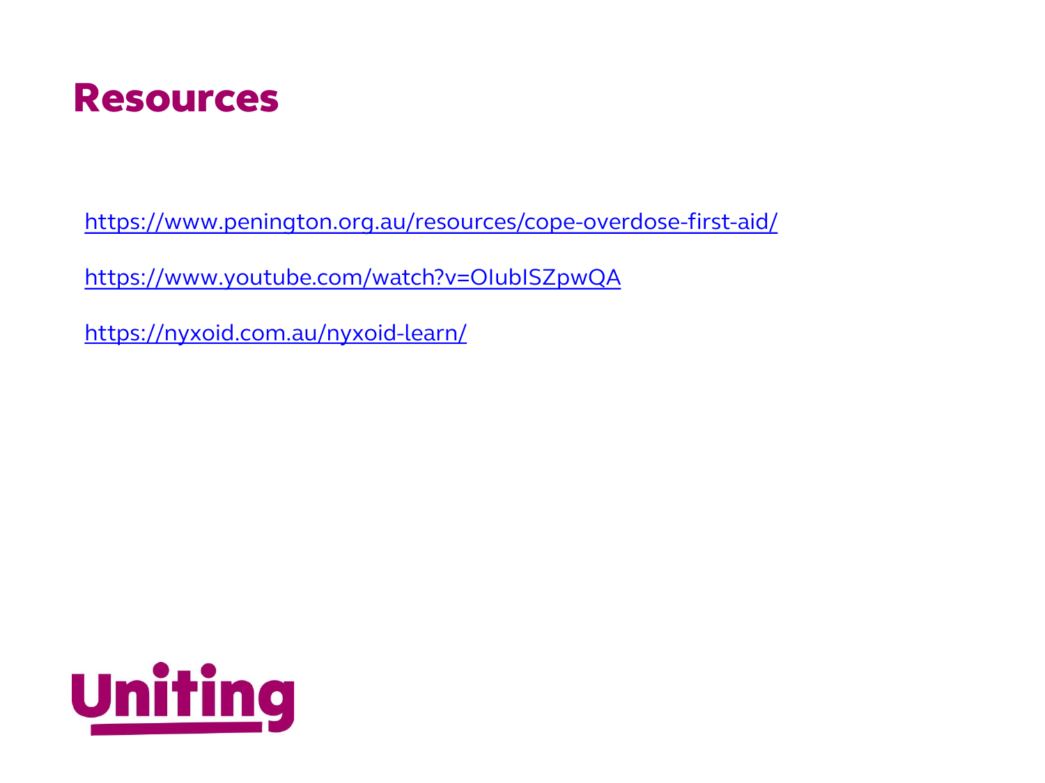# Resources

https://www.penington.org.au/resources/cope-overdose-first-aid/

https://www.youtube.com/watch?v=OIubISZpwQA

https://nyxoid.com.au/nyxoid-learn/

Uniting